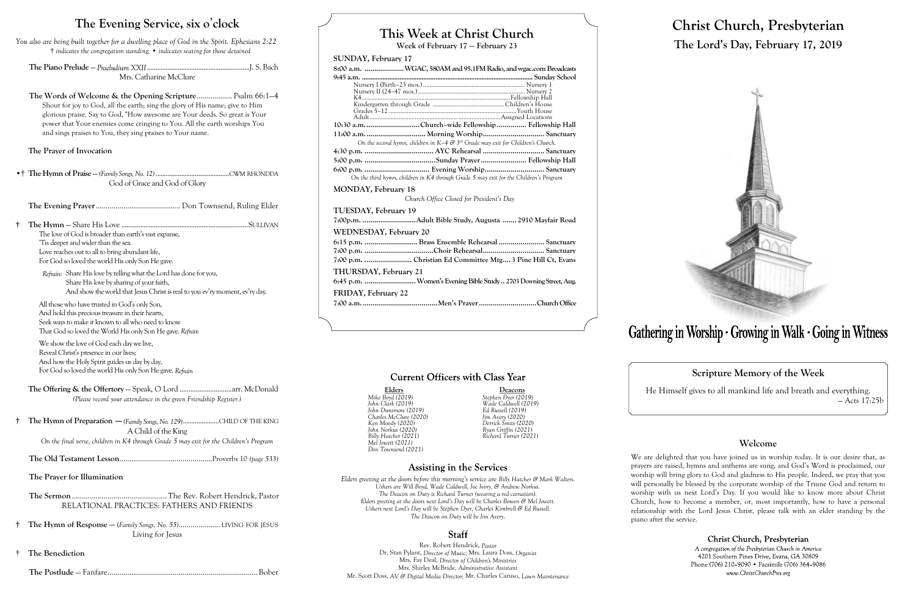# The Evening Service, six o'clock

*You also are being built together for a dwelling place of God in the Spirit. Ephesians 2:22*
*† indicates the congregation standing; • indicates seating for those detained*

**The Piano Prelude** — *Praeludium XXII* ........................................................J. S. Bach
Mrs. Catharine McClure

**The Words of Welcome & the Opening Scripture** .................. Psalm 66:1–4
Shout for joy to God, all the earth; sing the glory of His name; give to Him glorious praise. Say to God, "How awesome are Your deeds. So great is Your power that Your enemies come cringing to You. All the earth worships You and sings praises to You, they sing praises to Your name.

**The Prayer of Invocation**

•† **The Hymn of Praise** — *(Family Songs, No. 12)* ........................................CWM RHONDDA
God of Grace and God of Glory

**The Evening Prayer** .......................................... Don Townsend, Ruling Elder

† **The Hymn** — Share His Love .........................................................................SULLIVAN

The love of God is broader than earth's vast expanse,
'Tis deeper and wider than the sea.
Love reaches out to all to bring abundant life,
For God so loved the world His only Son He gave.

*Refrain:* Share His love by telling what the Lord has done for you,
Share His love by sharing of your faith,
And show the world that Jesus Christ is real to you ev'ry moment, ev'ry day.

All those who have trusted in God's only Son,
And hold this precious treasure in their hearts,
Seek ways to make it known to all who need to know
That God so loved the World His only Son He gave. *Refrain*

We show the love of God each day we live,
Reveal Christ's presence in our lives;
And how the Holy Spirit guides us day by day,
For God so loved the world His only Son He gave. *Refrain*

**The Offering & the Offertory** — Speak, O Lord .............................arr. McDonald
*(Please record your attendance in the green Friendship Register.)*

† **The Hymn of Preparation** — *(Family Songs, No. 129)*......................CHILD OF THE KING
A Child of the King
*On the final verse, children in K4 through Grade 5 may exit for the Children's Program*

**The Old Testament Lesson**..............................................Proverbs 10 *(page 533)*

**The Prayer for Illumination**

**The Sermon** ................................................The Rev. Robert Hendrick, Pastor
RELATIONAL PRACTICES: FATHERS AND FRIENDS

† **The Hymn of Response** — *(Family Songs, No. 55)*..................... LIVING FOR JESUS
Living for Jesus

† **The Benediction**

**The Postlude** — Fanfare........................................................................... Bober

# This Week at Christ Church

**Week of February 17 — February 23**

**SUNDAY, February 17**

**8:00 a.m.** ....................**WGAC, 580AM and 95.1FM Radio, and wgac.com Broadcasts**
**9:45 a.m.** ................................................................................................ **Sunday School**
- Nursery I (Birth–23 mos.)................................................................. Nursery 1
- Nursery II (24–47 mos.)................................................................... Nursery 2
- K4.........................................................................................Fellowship Hall
- Kindergarten through Grade ........................................... Children's House
- Grades 5–12 ..................................................................................Youth House
- Adult...................................................................................Assigned Locations

**10:30 a.m.**............................**Church–wide Fellowship** ............... **Fellowship Hall**
**11:00 a.m.**.............................. **Morning Worship**............................... **Sanctuary**
*On the second hymn, children in K–4 & 3rd Grade may exit for Children's Church.*
**4:30 p.m.** .................................. **AYC Rehearsal** ............................... **Sanctuary**
**5:00 p.m.** ...................................**Sunday Prayer**....................... **Fellowship Hall**
**6:00 p.m.** ................................ **Evening Worship**.............................. **Sanctuary**
*On the third hymn, children in K4 through Grade 5 may exit for the Children's Program*

**MONDAY, February 18**
*Church Office Closed for President's Day*

**TUESDAY, February 19**
**7:00p.m.** ...........................**Adult Bible Study, Augusta** ....... **2910 Mayfair Road**

**WEDNESDAY, February 20**
**6:15 p.m.** ........................... **Brass Ensemble Rehearsal** ....................... **Sanctuary**
**7:00 p.m.** ...................................**Choir Rehearsal**............................... **Sanctuary**
**7:00 p.m.** ........................ **Christian Ed Committee Mtg.... 3 Pine Hill Ct, Evans**

**THURSDAY, February 21**
**6:45 p.m.** .......................... **Women's Evening Bible Study .. 2703 Downing Street, Aug.**

**FRIDAY, February 22**
**7:00 a.m.**......................................**Men's Prayer**............................**Church Office**

## Current Officers with Class Year

| Elders | Deacons |
|---|---|
| *Mike Boyd (2019)* | *Stephen Dyer (2019)* |
| *John Clark (2019)* | *Wade Caldwell (2019)* |
| *John Dunsmore (2019)* | *Ed Russell (2019)* |
| *Charles McClure (2020)* | *Jim Avery (2020)* |
| *Ken Moody (2020)* | *Derrick Smits (2020)* |
| *John Norkus (2020)* | *Ryan Griffin (2021)* |
| *Billy Hatcher (2021)* | *Richard Turner (2021)* |
| *Mel Jewett (2021)* | |
| *Don Townsend (2021)* | |

## Assisting in the Services

*Elders greeting at the doors before this morning's service are Billy Hatcher & Mark Walters.*
*Ushers are Will Boyd, Wade Caldwell, Joe Ivory, & Andrew Norkus.*
*The Deacon on Duty is Richard Turner (wearing a red carnation).*
*Elders greeting at the doors next Lord's Day will be Charles Bowen & Mel Jewett.*
*Ushers next Lord's Day will be Stephen Dyer, Charles Kimbrell & Ed Russell.*
*The Deacon on Duty will be Jim Avery.*

## Staff

Rev. Robert Hendrick, *Pastor*
Dr. Stan Pylant, *Director of Music;* Mrs. Laura Doss, *Organist*
Mrs. Fay Deal, *Director of Children's Ministries*
Mrs. Shirley McBride, *Administrative Assistant*
Mr. Scott Doss, *AV & Digital Media Director;* Mr. Charles Caruso, *Lawn Maintenance*

# Christ Church, Presbyterian

## The Lord's Day, February 17, 2019

**Gathering in Worship · Growing in Walk · Going in Witness**

## Scripture Memory of the Week

He Himself gives to all mankind life and breath and everything.
— Acts 17:25b

## Welcome

We are delighted that you have joined us in worship today. It is our desire that, as prayers are raised, hymns and anthems are sung, and God's Word is proclaimed, our worship will bring glory to God and gladness to His people. Indeed, we pray that you will personally be blessed by the corporate worship of the Triune God and return to worship with us next Lord's Day. If you would like to know more about Christ Church, how to become a member, or, most importantly, how to have a personal relationship with the Lord Jesus Christ, please talk with an elder standing by the piano after the service.

**Christ Church, Presbyterian**
*A congregation of the Presbyterian Church in America*
4201 Southern Pines Drive, Evans, GA 30809
Phone (706) 210–9090 • Facsimile (706) 364–9086
*www.ChristChurchPres.org*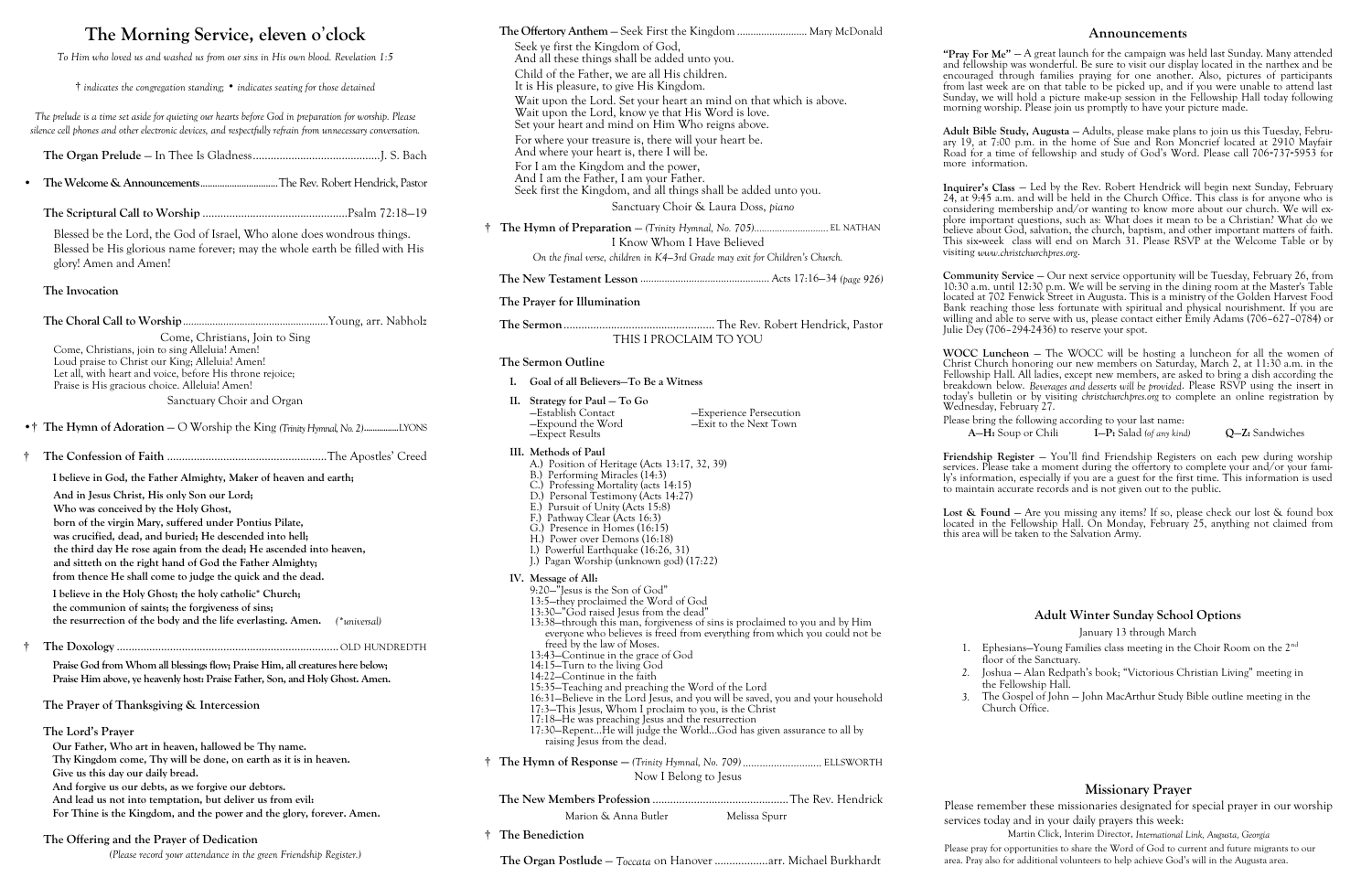# The Morning Service, eleven o'clock

*To Him who loved us and washed us from our sins in His own blood. Revelation 1:5*

*† indicates the congregation standing; • indicates seating for those detained*

*The prelude is a time set aside for quieting our hearts before God in preparation for worship. Please silence cell phones and other electronic devices, and respectfully refrain from unnecessary conversation.*

**The Organ Prelude** — In Thee Is Gladness .......... J. S. Bach

• **The Welcome & Announcements** .......... The Rev. Robert Hendrick, Pastor

**The Scriptural Call to Worship** .......... Psalm 72:18–19

Blessed be the Lord, the God of Israel, Who alone does wondrous things. Blessed be His glorious name forever; may the whole earth be filled with His glory! Amen and Amen!

**The Invocation**

**The Choral Call to Worship** .......... Young, arr. Nabholz

Come, Christians, Join to Sing

Come, Christians, join to sing Alleluia! Amen!
Loud praise to Christ our King; Alleluia! Amen!
Let all, with heart and voice, before His throne rejoice;
Praise is His gracious choice. Alleluia! Amen!

Sanctuary Choir and Organ

•† **The Hymn of Adoration** — O Worship the King *(Trinity Hymnal, No. 2)* .......... LYONS

† **The Confession of Faith** .......... The Apostles' Creed

**I believe in God, the Father Almighty, Maker of heaven and earth;**

**And in Jesus Christ, His only Son our Lord;**
**Who was conceived by the Holy Ghost,**
**born of the virgin Mary, suffered under Pontius Pilate,**
**was crucified, dead, and buried; He descended into hell;**
**the third day He rose again from the dead; He ascended into heaven,**
**and sitteth on the right hand of God the Father Almighty;**
**from thence He shall come to judge the quick and the dead.**

**I believe in the Holy Ghost; the holy catholic\* Church;**
**the communion of saints; the forgiveness of sins;**
**the resurrection of the body and the life everlasting. Amen.** *(\*universal)*

† **The Doxology** .......... OLD HUNDREDTH

**Praise God from Whom all blessings flow; Praise Him, all creatures here below;**
**Praise Him above, ye heavenly host: Praise Father, Son, and Holy Ghost. Amen.**

**The Prayer of Thanksgiving & Intercession**

**The Lord's Prayer**

**Our Father, Who art in heaven, hallowed be Thy name.**
**Thy Kingdom come, Thy will be done, on earth as it is in heaven.**
**Give us this day our daily bread.**
**And forgive us our debts, as we forgive our debtors.**
**And lead us not into temptation, but deliver us from evil:**
**For Thine is the Kingdom, and the power and the glory, forever. Amen.**

**The Offering and the Prayer of Dedication**

*(Please record your attendance in the green Friendship Register.)*

**The Offertory Anthem** — Seek First the Kingdom .......... Mary McDonald

Seek ye first the Kingdom of God,
And all these things shall be added unto you.

Child of the Father, we are all His children.
It is His pleasure, to give His Kingdom.

Wait upon the Lord. Set your heart an mind on that which is above.
Wait upon the Lord, know ye that His Word is love.
Set your heart and mind on Him Who reigns above.

For where your treasure is, there will your heart be.
And where your heart is, there I will be.

For I am the Kingdom and the power,
And I am the Father, I am your Father.
Seek first the Kingdom, and all things shall be added unto you.

Sanctuary Choir & Laura Doss, *piano*

† **The Hymn of Preparation** — *(Trinity Hymnal, No. 705)* .......... EL NATHAN

I Know Whom I Have Believed

*On the final verse, children in K4–3rd Grade may exit for Children's Church.*

**The New Testament Lesson** .......... Acts 17:16–34 *(page 926)*

**The Prayer for Illumination**

**The Sermon** .......... The Rev. Robert Hendrick, Pastor

THIS I PROCLAIM TO YOU

**The Sermon Outline**

**I. Goal of all Believers—To Be a Witness**

**II. Strategy for Paul — To Go**
- –Establish Contact
- –Expound the Word
- –Expect Results
- –Experience Persecution
- –Exit to the Next Town

**III. Methods of Paul**
- A.) Position of Heritage (Acts 13:17, 32, 39)
- B.) Performing Miracles (14:3)
- C.) Professing Mortality (acts 14:15)
- D.) Personal Testimony (Acts 14:27)
- E.) Pursuit of Unity (Acts 15:8)
- F.) Pathway Clear (Acts 16:3)
- G.) Presence in Homes (16:15)
- H.) Power over Demons (16:18)
- I.) Powerful Earthquake (16:26, 31)
- J.) Pagan Worship (unknown god) (17:22)

**IV. Message of All:**
- 9:20—"Jesus is the Son of God"
- 13:5—they proclaimed the Word of God
- 13:30—"God raised Jesus from the dead"
- 13:38—through this man, forgiveness of sins is proclaimed to you and by Him everyone who believes is freed from everything from which you could not be freed by the law of Moses.
- 13:43—Continue in the grace of God
- 14:15—Turn to the living God
- 14:22—Continue in the faith
- 15:35—Teaching and preaching the Word of the Lord
- 16:31—Believe in the Lord Jesus, and you will be saved, you and your household
- 17:3—This Jesus, Whom I proclaim to you, is the Christ
- 17:18—He was preaching Jesus and the resurrection
- 17:30—Repent...He will judge the World...God has given assurance to all by raising Jesus from the dead.

† **The Hymn of Response** — *(Trinity Hymnal, No. 709)* .......... ELLSWORTH

Now I Belong to Jesus

**The New Members Profession** .......... The Rev. Hendrick

Marion & Anna Butler — Melissa Spurr

† **The Benediction**

**The Organ Postlude** — *Toccata* on Hanover .......... arr. Michael Burkhardt

## Announcements

**"Pray For Me"** — A great launch for the campaign was held last Sunday. Many attended and fellowship was wonderful. Be sure to visit our display located in the narthex and be encouraged through families praying for one another. Also, pictures of participants from last week are on that table to be picked up, and if you were unable to attend last Sunday, we will hold a picture make-up session in the Fellowship Hall today following morning worship. Please join us promptly to have your picture made.

**Adult Bible Study, Augusta** — Adults, please make plans to join us this Tuesday, February 19, at 7:00 p.m. in the home of Sue and Ron Moncrief located at 2910 Mayfair Road for a time of fellowship and study of God's Word. Please call 706-737-5953 for more information.

**Inquirer's Class** — Led by the Rev. Robert Hendrick will begin next Sunday, February 24, at 9:45 a.m. and will be held in the Church Office. This class is for anyone who is considering membership and/or wanting to know more about our church. We will explore important questions, such as: What does it mean to be a Christian? What do we believe about God, salvation, the church, baptism, and other important matters of faith. This six-week class will end on March 31. Please RSVP at the Welcome Table or by visiting *www.christchurchpres.org*.

**Community Service** — Our next service opportunity will be Tuesday, February 26, from 10:30 a.m. until 12:30 p.m. We will be serving in the dining room at the Master's Table located at 702 Fenwick Street in Augusta. This is a ministry of the Golden Harvest Food Bank reaching those less fortunate with spiritual and physical nourishment. If you are willing and able to serve with us, please contact either Emily Adams (706–627–0784) or Julie Dey (706–294-2436) to reserve your spot.

**WOCC Luncheon** — The WOCC will be hosting a luncheon for all the women of Christ Church honoring our new members on Saturday, March 2, at 11:30 a.m. in the Fellowship Hall. All ladies, except new members, are asked to bring a dish according the breakdown below. *Beverages and desserts will be provided*. Please RSVP using the insert in today's bulletin or by visiting *christchurchpres.org* to complete an online registration by Wednesday, February 27.

Please bring the following according to your last name:

**A—H:** Soup or Chili **I—P:** Salad *(of any kind)* **Q—Z:** Sandwiches

**Friendship Register** — You'll find Friendship Registers on each pew during worship services. Please take a moment during the offertory to complete your and/or your family's information, especially if you are a guest for the first time. This information is used to maintain accurate records and is not given out to the public.

**Lost & Found** — Are you missing any items? If so, please check our lost & found box located in the Fellowship Hall. On Monday, February 25, anything not claimed from this area will be taken to the Salvation Army.

## Adult Winter Sunday School Options

January 13 through March

1. Ephesians—Young Families class meeting in the Choir Room on the 2nd floor of the Sanctuary.
2. Joshua — Alan Redpath's book; "Victorious Christian Living" meeting in the Fellowship Hall.
3. The Gospel of John — John MacArthur Study Bible outline meeting in the Church Office.

## Missionary Prayer

Please remember these missionaries designated for special prayer in our worship services today and in your daily prayers this week:

Martin Click, Interim Director, *International Link, Augusta, Georgia*

Please pray for opportunities to share the Word of God to current and future migrants to our area. Pray also for additional volunteers to help achieve God's will in the Augusta area.